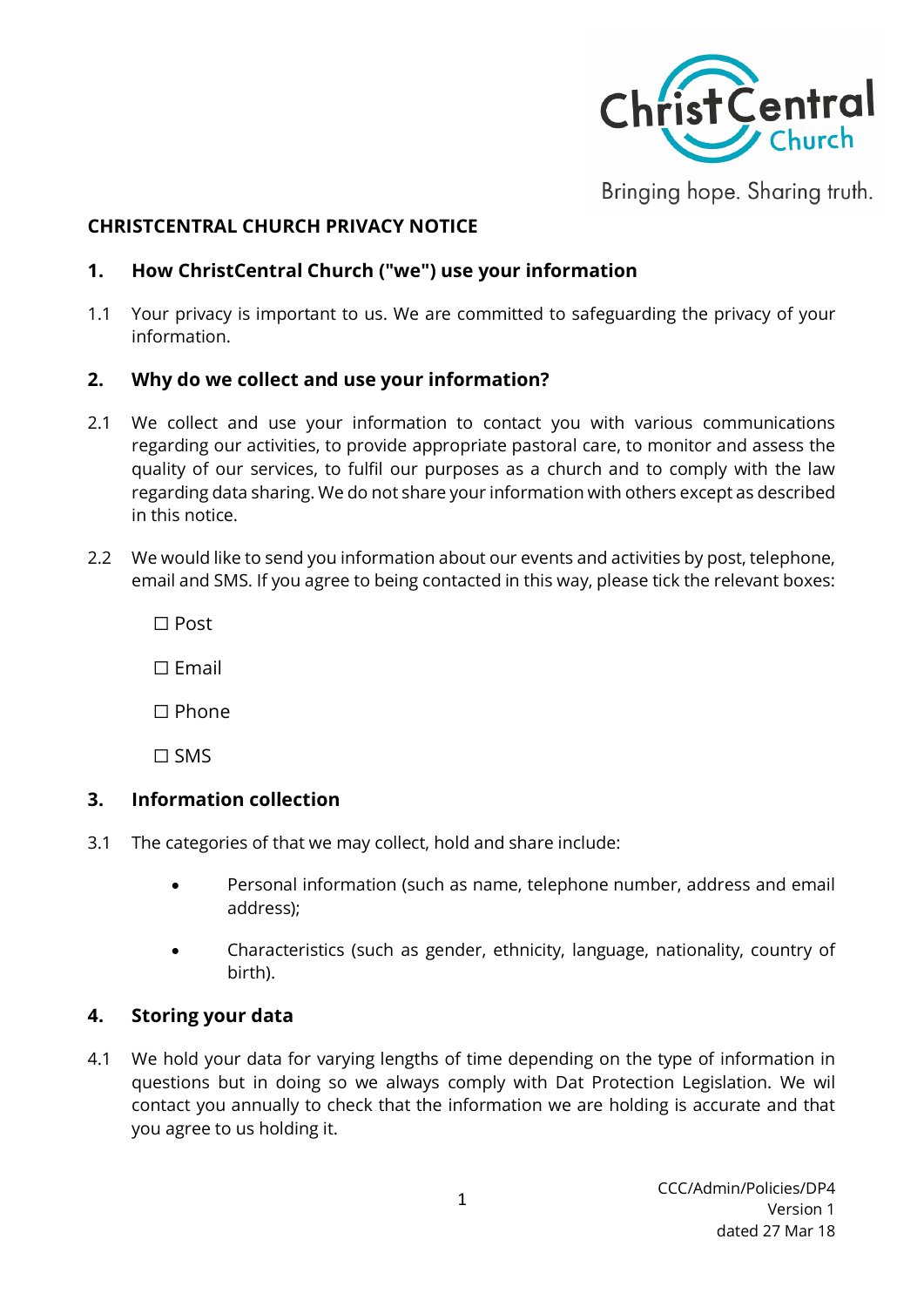# CHRISTCENTRAL CHURCH PRIVACY NOTICE

## 1. How ChristCentral Church ("we") use your information

1.1 Your privacy is important to us. We are committed to safeguarding the privacy of your information.

## 2. Why do we collect and use your information?

2.1 We collect and use your information to contact you with various communications regarding our activities, to provide appropriate pastoral care, to monitor and assess the quality of our services, to fulfil our purposes as a church and to comply with the law regarding data sharing. We do not share your information with others except as described in this notice.

2.2 We would like to send you information about our events and activities by post, telephone, email and SMS. If you agree to being contacted in this way, please tick the relevant boxes:

☐ Post

☐ Email

☐ Phone

☐ SMS

## 3. Information collection

3.1 The categories of that we may collect, hold and share include:

- Personal information (such as name, telephone number, address and email address);
- Characteristics (such as gender, ethnicity, language, nationality, country of birth).

## 4. Storing your data

4.1 We hold your data for varying lengths of time depending on the type of information in questions but in doing so we always comply with Dat Protection Legislation. We wil contact you annually to check that the information we are holding is accurate and that you agree to us holding it.

CCC/Admin/Policies/DP4
Version 1
dated 27 Mar 18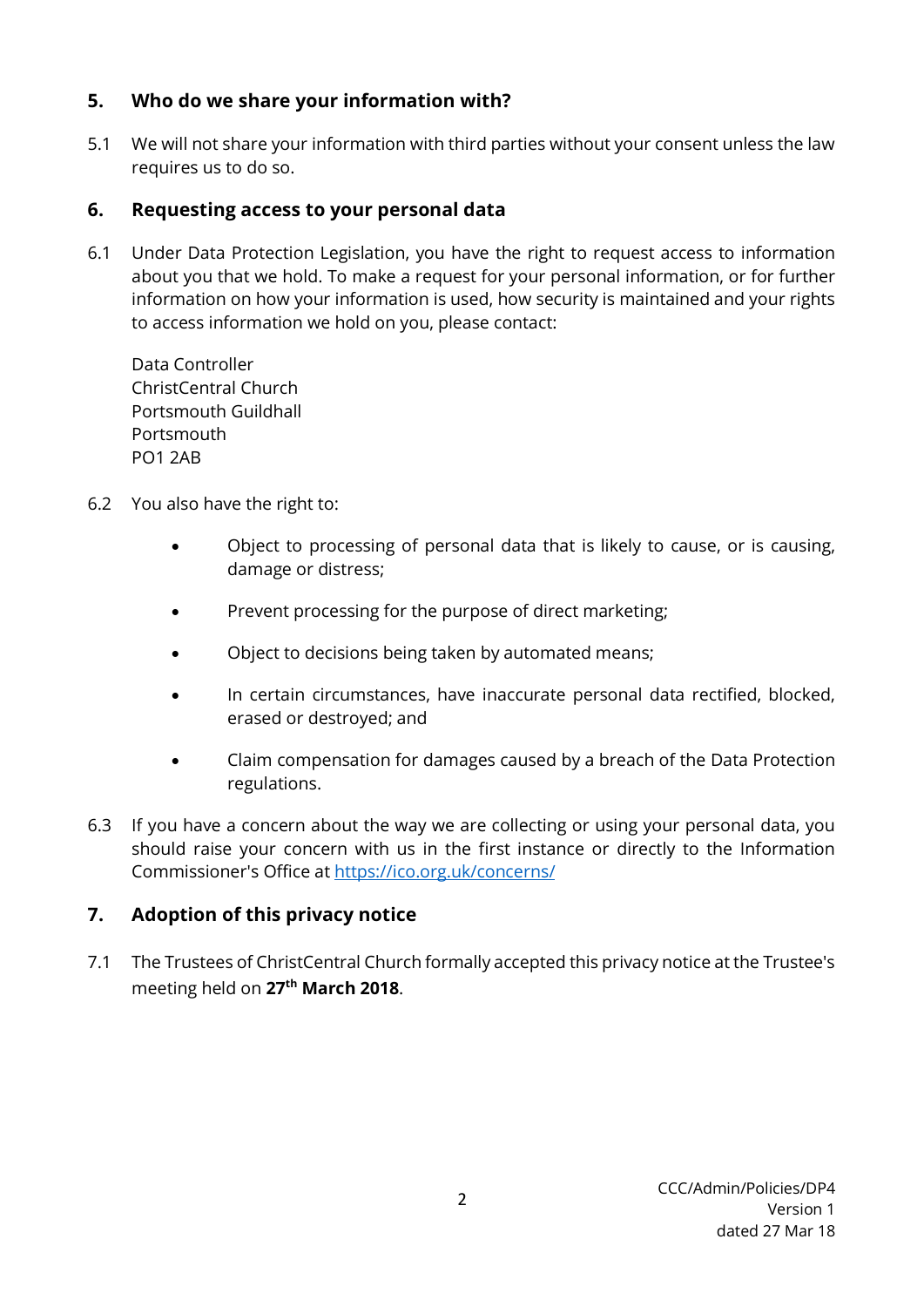## 5. Who do we share your information with?

5.1 We will not share your information with third parties without your consent unless the law requires us to do so.

## 6. Requesting access to your personal data

6.1 Under Data Protection Legislation, you have the right to request access to information about you that we hold. To make a request for your personal information, or for further information on how your information is used, how security is maintained and your rights to access information we hold on you, please contact:

Data Controller
ChristCentral Church
Portsmouth Guildhall
Portsmouth
PO1 2AB

6.2 You also have the right to:

- Object to processing of personal data that is likely to cause, or is causing, damage or distress;
- Prevent processing for the purpose of direct marketing;
- Object to decisions being taken by automated means;
- In certain circumstances, have inaccurate personal data rectified, blocked, erased or destroyed; and
- Claim compensation for damages caused by a breach of the Data Protection regulations.

6.3 If you have a concern about the way we are collecting or using your personal data, you should raise your concern with us in the first instance or directly to the Information Commissioner's Office at https://ico.org.uk/concerns/

## 7. Adoption of this privacy notice

7.1 The Trustees of ChristCentral Church formally accepted this privacy notice at the Trustee's meeting held on **27th March 2018**.

CCC/Admin/Policies/DP4
Version 1
dated 27 Mar 18